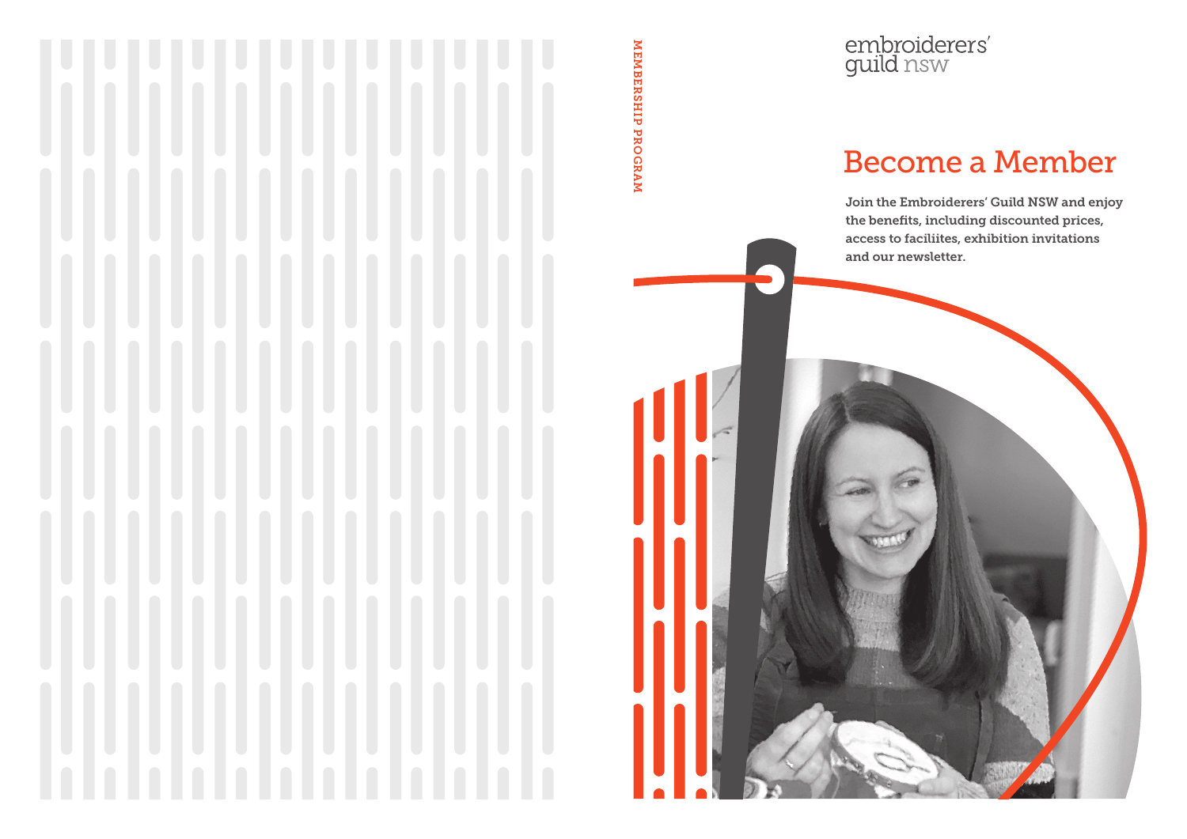MEMBERSHIP PROGRAM

embroiderers' guild nsw

# Become a Member

**Join the Embroiderers' Guild NSW and enjoy the benefits, including discounted prices, access to faciliites, exhibition invitations and our newsletter.**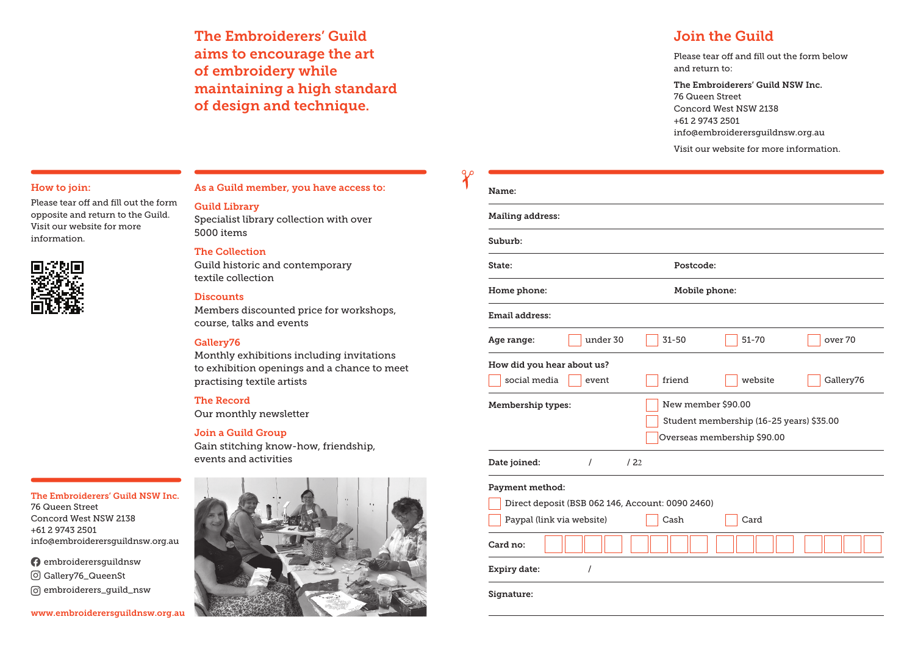## The Embroiderers' Guild aims to encourage the art of embroidery while maintaining a high standard of design and technique.

### How to join:

Please tear off and fill out the form opposite and return to the Guild. Visit our website for more information.

### As a Guild member, you have access to:

**Guild Library**
Specialist library collection with over 5000 items

**The Collection**
Guild historic and contemporary textile collection

**Discounts**
Members discounted price for workshops, course, talks and events

**Gallery76**
Monthly exhibitions including invitations to exhibition openings and a chance to meet practising textile artists

**The Record**
Our monthly newsletter

**Join a Guild Group**
Gain stitching know-how, friendship, events and activities

**The Embroiderers' Guild NSW Inc.**
76 Queen Street
Concord West NSW 2138
+61 2 9743 2501
info@embroiderersguildnsw.org.au

embroiderersguildnsw
Gallery76_QueenSt
embroiderers_guild_nsw

**www.embroiderersguildnsw.org.au**

## Join the Guild

Please tear off and fill out the form below and return to:

**The Embroiderers' Guild NSW Inc.**
76 Queen Street
Concord West NSW 2138
+61 2 9743 2501
info@embroiderersguildnsw.org.au

Visit our website for more information.

**Name:**

**Mailing address:**

**Suburb:**

**State:** **Postcode:**

**Home phone:** **Mobile phone:**

**Email address:**

**Age range:** ☐ under 30 ☐ 31-50 ☐ 51-70 ☐ over 70

**How did you hear about us?**
☐ social media ☐ event ☐ friend ☐ website ☐ Gallery76

**Membership types:**
☐ New member $90.00
☐ Student membership (16-25 years) $35.00
☐ Overseas membership $90.00

**Date joined:** / / 22

**Payment method:**
☐ Direct deposit (BSB 062 146, Account: 0090 2460)
☐ Paypal (link via website) ☐ Cash ☐ Card

**Card no:** ☐☐☐☐ ☐☐☐☐ ☐☐☐☐ ☐☐☐☐

**Expiry date:** /

**Signature:**